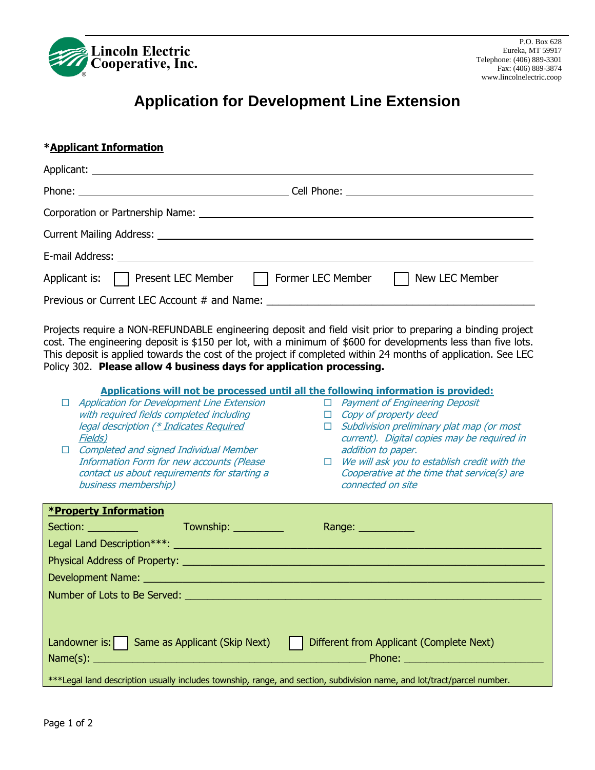**Lincoln Electric Cooperative, Inc.**

P.O. Box 628
Eureka, MT 59917
Telephone: (406) 889-3301
Fax: (406) 889-3874
www.lincolnelectric.coop

# Application for Development Line Extension

## *Applicant Information

Applicant: ______________________________________________

Phone: ____________________ Cell Phone: ____________________

Corporation or Partnership Name: ______________________________

Current Mailing Address: ______________________________________

E-mail Address: ______________________________________________

Applicant is: ☐ Present LEC Member ☐ Former LEC Member ☐ New LEC Member

Previous or Current LEC Account # and Name: ______________________

Projects require a NON-REFUNDABLE engineering deposit and field visit prior to preparing a binding project cost. The engineering deposit is $150 per lot, with a minimum of $600 for developments less than five lots. This deposit is applied towards the cost of the project if completed within 24 months of application. See LEC Policy 302. **Please allow 4 business days for application processing.**

**Applications will not be processed until all the following information is provided:**

- ☐ *Application for Development Line Extension with required fields completed including legal description (* Indicates Required Fields)*
- ☐ *Completed and signed Individual Member Information Form for new accounts (Please contact us about requirements for starting a business membership)*
- ☐ *Payment of Engineering Deposit*
- ☐ *Copy of property deed*
- ☐ *Subdivision preliminary plat map (or most current). Digital copies may be required in addition to paper.*
- ☐ *We will ask you to establish credit with the Cooperative at the time that service(s) are connected on site*

## *Property Information

Section: _________ Township: _________ Range: __________

Legal Land Description***: ______________________________________

Physical Address of Property: ____________________________________

Development Name: ____________________________________________

Number of Lots to Be Served: ____________________________________

Landowner is: ☐ Same as Applicant (Skip Next) ☐ Different from Applicant (Complete Next)

Name(s): ______________________________ Phone: ____________________

***Legal land description usually includes township, range, and section, subdivision name, and lot/tract/parcel number.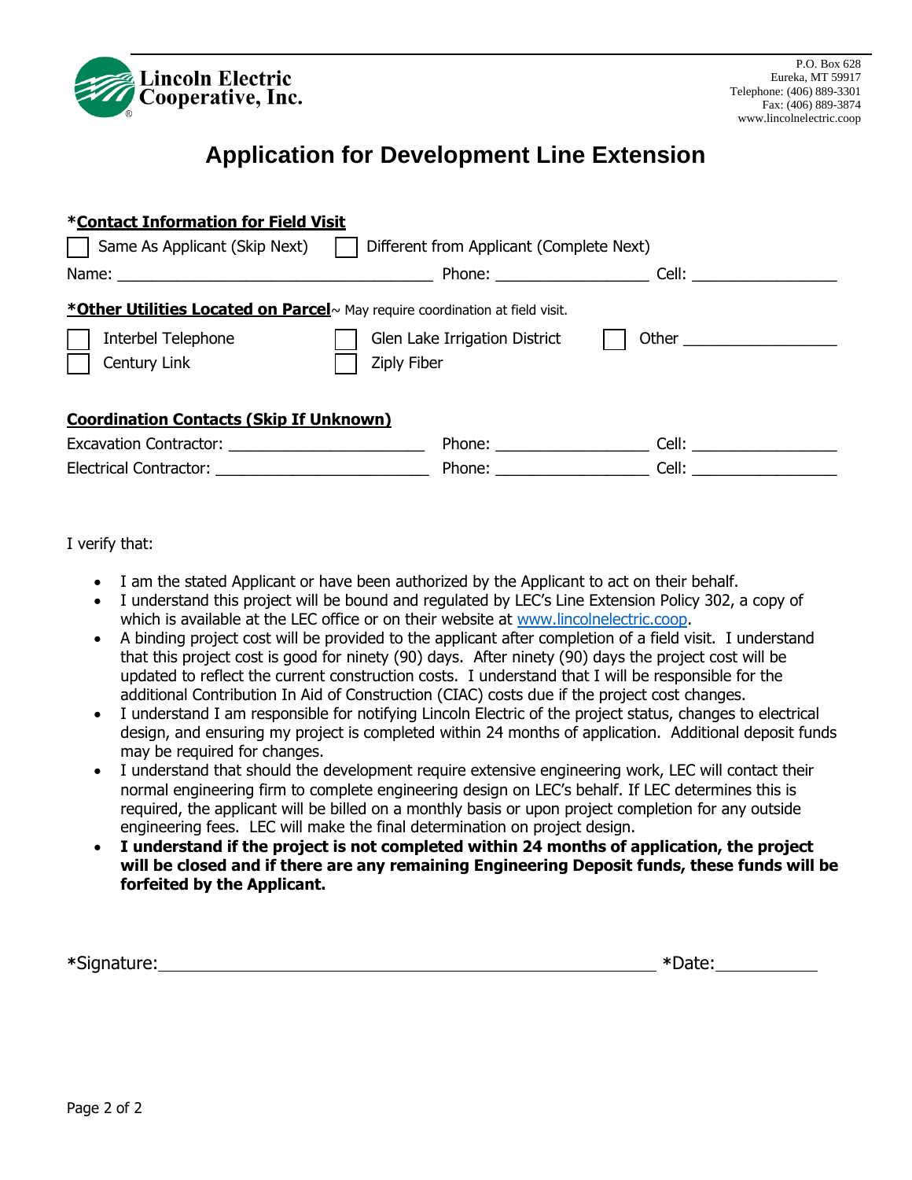Lincoln Electric Cooperative, Inc.

P.O. Box 628
Eureka, MT 59917
Telephone: (406) 889-3301
Fax: (406) 889-3874
www.lincolnelectric.coop

# Application for Development Line Extension

**\*Contact Information for Field Visit**

☐ Same As Applicant (Skip Next) ☐ Different from Applicant (Complete Next)

Name: ______________________________ Phone: ________________ Cell: ________________

**\*Other Utilities Located on Parcel**~ May require coordination at field visit.

☐ Interbel Telephone ☐ Glen Lake Irrigation District ☐ Other ________________

☐ Century Link ☐ Ziply Fiber

**Coordination Contacts (Skip If Unknown)**

Excavation Contractor: ____________________ Phone: ________________ Cell: ________________

Electrical Contractor: ____________________ Phone: ________________ Cell: ________________

I verify that:

- I am the stated Applicant or have been authorized by the Applicant to act on their behalf.
- I understand this project will be bound and regulated by LEC's Line Extension Policy 302, a copy of which is available at the LEC office or on their website at www.lincolnelectric.coop.
- A binding project cost will be provided to the applicant after completion of a field visit. I understand that this project cost is good for ninety (90) days. After ninety (90) days the project cost will be updated to reflect the current construction costs. I understand that I will be responsible for the additional Contribution In Aid of Construction (CIAC) costs due if the project cost changes.
- I understand I am responsible for notifying Lincoln Electric of the project status, changes to electrical design, and ensuring my project is completed within 24 months of application. Additional deposit funds may be required for changes.
- I understand that should the development require extensive engineering work, LEC will contact their normal engineering firm to complete engineering design on LEC's behalf. If LEC determines this is required, the applicant will be billed on a monthly basis or upon project completion for any outside engineering fees. LEC will make the final determination on project design.
- **I understand if the project is not completed within 24 months of application, the project will be closed and if there are any remaining Engineering Deposit funds, these funds will be forfeited by the Applicant.**

\*Signature: ______________________________________________ \*Date: __________